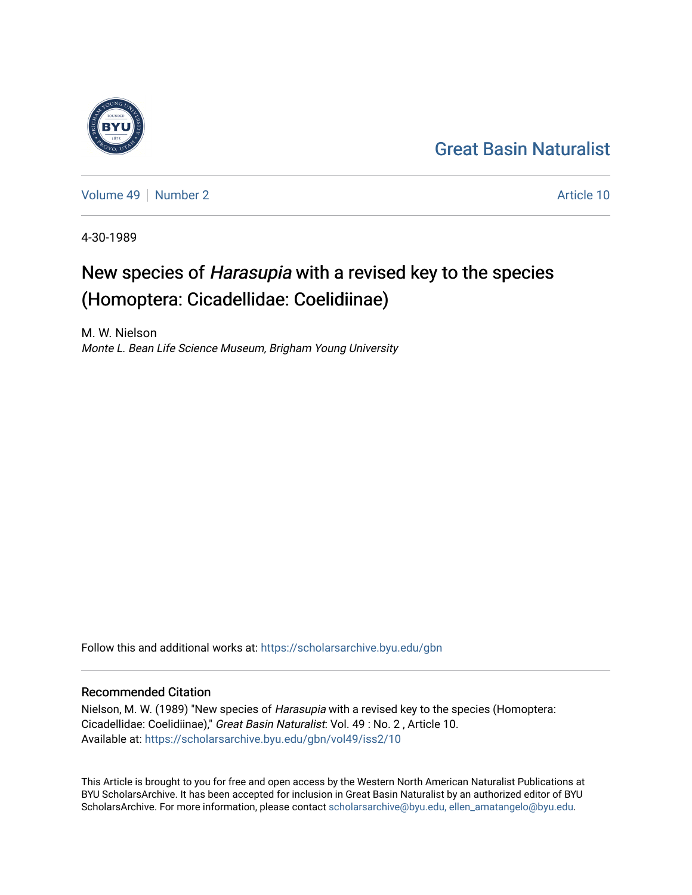# Great Basin Naturalist

Volume 49 | Number 2 | Article 10

4-30-1989

# New species of *Harasupia* with a revised key to the species (Homoptera: Cicadellidae: Coelidiinae)

M. W. Nielson
*Monte L. Bean Life Science Museum, Brigham Young University*

Follow this and additional works at: https://scholarsarchive.byu.edu/gbn

## Recommended Citation

Nielson, M. W. (1989) "New species of *Harasupia* with a revised key to the species (Homoptera: Cicadellidae: Coelidiinae)," *Great Basin Naturalist*: Vol. 49 : No. 2 , Article 10.
Available at: https://scholarsarchive.byu.edu/gbn/vol49/iss2/10

This Article is brought to you for free and open access by the Western North American Naturalist Publications at BYU ScholarsArchive. It has been accepted for inclusion in Great Basin Naturalist by an authorized editor of BYU ScholarsArchive. For more information, please contact scholarsarchive@byu.edu, ellen_amatangelo@byu.edu.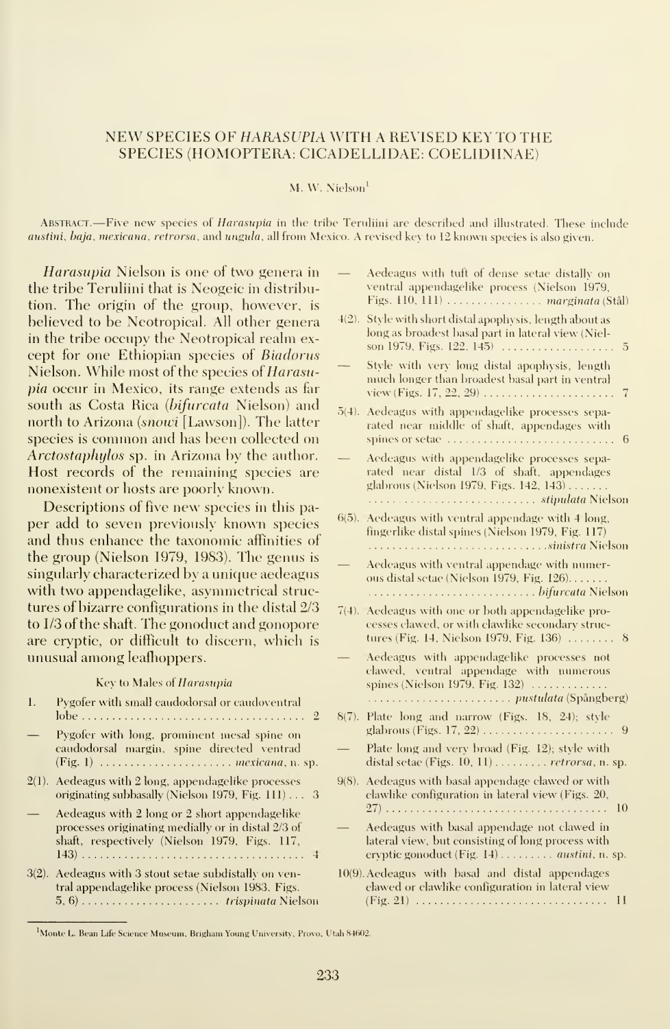# NEW SPECIES OF *HARASUPIA* WITH A REVISED KEY TO THE SPECIES (HOMOPTERA: CICADELLIDAE: COELIDIINAE)

M. W. Nielson[1]

ABSTRACT.—Five new species of *Harasupia* in the tribe Teruliini are described and illustrated. These include *austini*, *baja*, *mexicana*, *retrorsa*, and *ungula*, all from Mexico. A revised key to 12 known species is also given.

*Harasupia* Nielson is one of two genera in the tribe Teruliini that is Neogeic in distribution. The origin of the group, however, is believed to be Neotropical. All other genera in the tribe occupy the Neotropical realm except for one Ethiopian species of *Biadorus* Nielson. While most of the species of *Harasupia* occur in Mexico, its range extends as far south as Costa Rica (*bifurcata* Nielson) and north to Arizona (*snowi* [Lawson]). The latter species is common and has been collected on *Arctostaphylos* sp. in Arizona by the author. Host records of the remaining species are nonexistent or hosts are poorly known.

Descriptions of five new species in this paper add to seven previously known species and thus enhance the taxonomic affinities of the group (Nielson 1979, 1983). The genus is singularly characterized by a unique aedeagus with two appendagelike, asymmetrical structures of bizarre configurations in the distal 2/3 to 1/3 of the shaft. The gonoduct and gonopore are cryptic, or difficult to discern, which is unusual among leafhoppers.

## Key to Males of *Harasupia*

1. Pygofer with small caudodorsal or caudoventral lobe ..... 2
— Pygofer with long, prominent mesal spine on caudodorsal margin, spine directed ventrad (Fig. 1) ..... *mexicana*, n. sp.

2(1). Aedeagus with 2 long, appendagelike processes originating subbasally (Nielson 1979, Fig. 111) ... 3
— Aedeagus with 2 long or 2 short appendagelike processes originating medially or in distal 2/3 of shaft, respectively (Nielson 1979, Figs. 117, 143) ..... 4

3(2). Aedeagus with 3 stout setae subdistally on ventral appendagelike process (Nielson 1983, Figs. 5, 6) ..... *trispinata* Nielson
— Aedeagus with tuft of dense setae distally on ventral appendagelike process (Nielson 1979, Figs. 110, 111) ..... *marginata* (Stål)

4(2). Style with short distal apophysis, length about as long as broadest basal part in lateral view (Nielson 1979, Figs. 122, 145) ..... 5
— Style with very long distal apophysis, length much longer than broadest basal part in ventral view (Figs. 17, 22, 29) ..... 7

5(4). Aedeagus with appendagelike processes separated near middle of shaft, appendages with spines or setae ..... 6
— Aedeagus with appendagelike processes separated near distal 1/3 of shaft, appendages glabrous (Nielson 1979, Figs. 142, 143) ..... *stipulata* Nielson

6(5). Aedeagus with ventral appendage with 4 long, fingerlike distal spines (Nielson 1979, Fig. 117) ..... *sinistra* Nielson
— Aedeagus with ventral appendage with numerous distal setae (Nielson 1979, Fig. 126) ..... *bifurcata* Nielson

7(4). Aedeagus with one or both appendagelike processes clawed, or with clawlike secondary structures (Fig. 14, Nielson 1979, Fig. 136) ..... 8
— Aedeagus with appendagelike processes not clawed, ventral appendage with numerous spines (Nielson 1979, Fig. 132) ..... *pustulata* (Spångberg)

8(7). Plate long and narrow (Figs. 18, 24); style glabrous (Figs. 17, 22) ..... 9
— Plate long and very broad (Fig. 12); style with distal setae (Figs. 10, 11) ..... *retrorsa*, n. sp.

9(8). Aedeagus with basal appendage clawed or with clawlike configuration in lateral view (Figs. 20, 27) ..... 10
— Aedeagus with basal appendage not clawed in lateral view, but consisting of long process with cryptic gonoduct (Fig. 14) ..... *austini*, n. sp.

10(9). Aedeagus with basal and distal appendages clawed or clawlike configuration in lateral view (Fig. 21) ..... 11

[1]Monte L. Bean Life Science Museum, Brigham Young University, Provo, Utah 84602.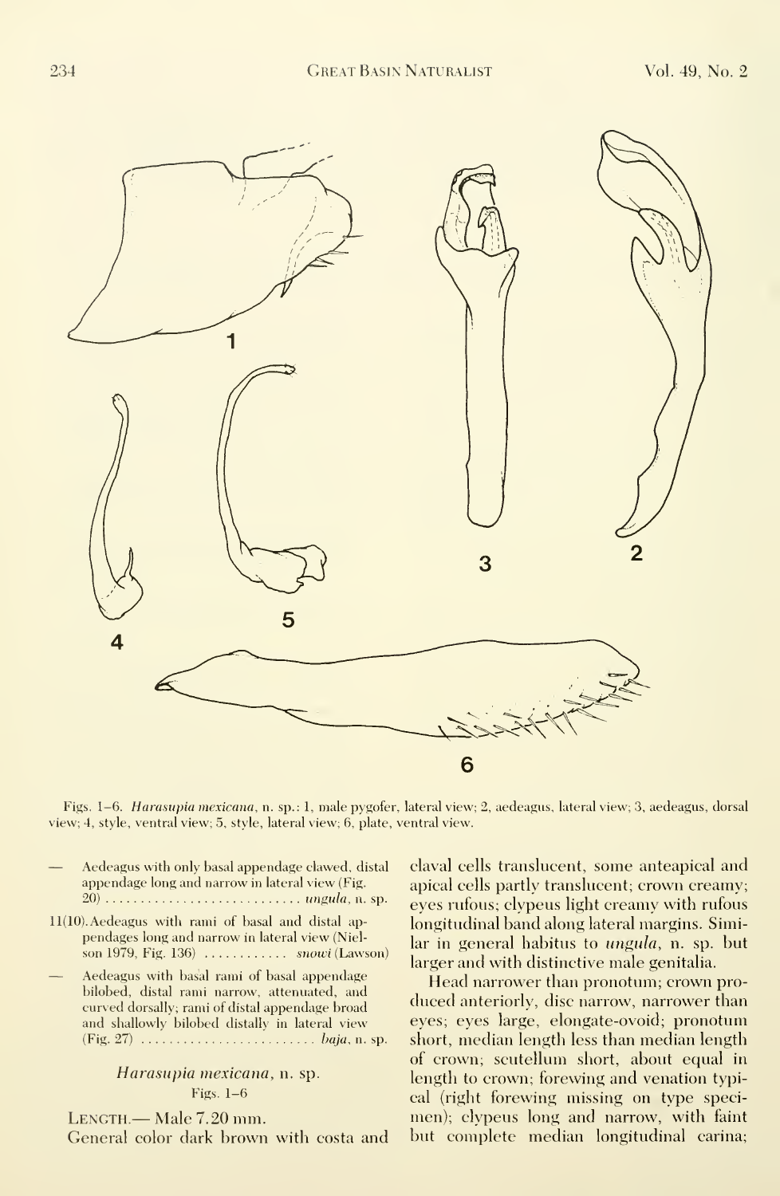Figs. 1–6. *Harasupia mexicana*, n. sp.: 1, male pygofer, lateral view; 2, aedeagus, lateral view; 3, aedeagus, dorsal view; 4, style, ventral view; 5, style, lateral view; 6, plate, ventral view.

— Aedeagus with only basal appendage clawed, distal appendage long and narrow in lateral view (Fig. 20) ............................ *ungula*, n. sp.

11(10). Aedeagus with rami of basal and distal appendages long and narrow in lateral view (Nielson 1979, Fig. 136) ............ *snowi* (Lawson)

— Aedeagus with basal rami of basal appendage bilobed, distal rami narrow, attenuated, and curved dorsally; rami of distal appendage broad and shallowly bilobed distally in lateral view (Fig. 27) ......................... *baja*, n. sp.

### *Harasupia mexicana*, n. sp.

Figs. 1–6

LENGTH.— Male 7.20 mm.

General color dark brown with costa and claval cells translucent, some anteapical and apical cells partly translucent; crown creamy; eyes rufous; clypeus light creamy with rufous longitudinal band along lateral margins. Similar in general habitus to *ungula*, n. sp. but larger and with distinctive male genitalia.

Head narrower than pronotum; crown produced anteriorly, disc narrow, narrower than eyes; eyes large, elongate-ovoid; pronotum short, median length less than median length of crown; scutellum short, about equal in length to crown; forewing and venation typical (right forewing missing on type specimen); clypeus long and narrow, with faint but complete median longitudinal carina;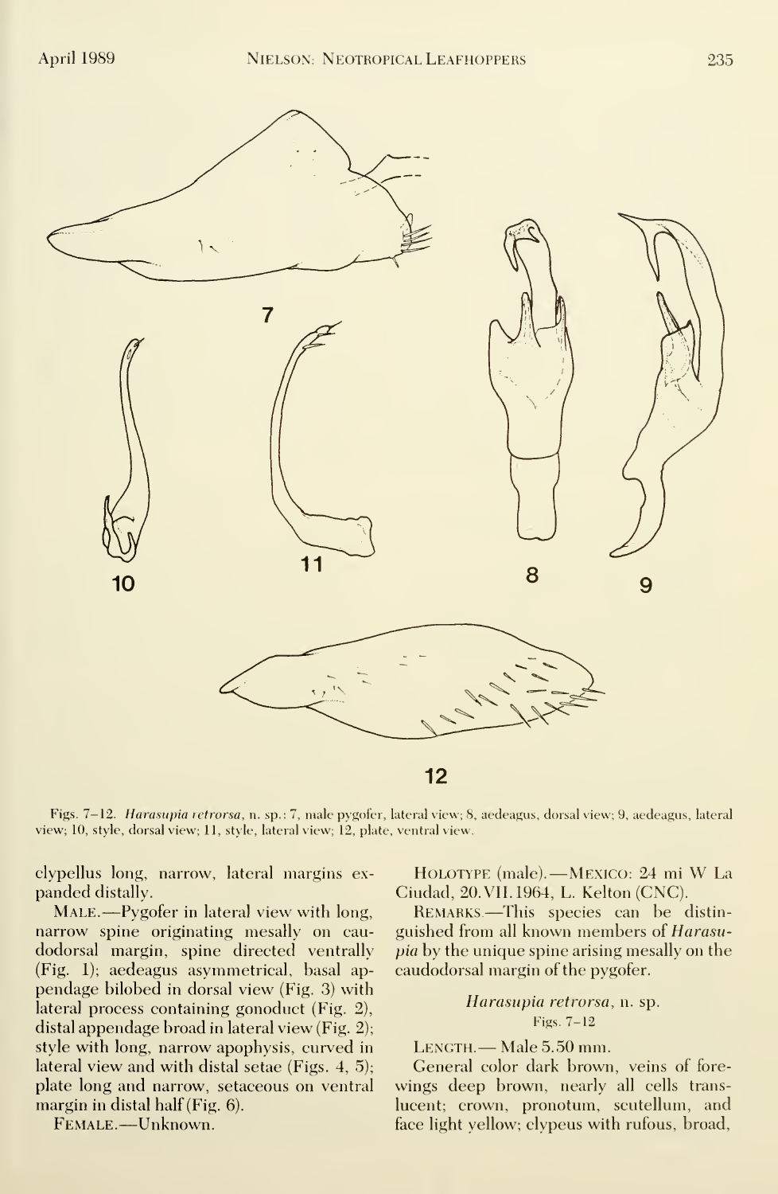Figs. 7–12. *Harasupia retrorsa*, n. sp.: 7, male pygofer, lateral view; 8, aedeagus, dorsal view; 9, aedeagus, lateral view; 10, style, dorsal view; 11, style, lateral view; 12, plate, ventral view.

clypellus long, narrow, lateral margins expanded distally.

MALE.—Pygofer in lateral view with long, narrow spine originating mesally on caudodorsal margin, spine directed ventrally (Fig. 1); aedeagus asymmetrical, basal appendage bilobed in dorsal view (Fig. 3) with lateral process containing gonoduct (Fig. 2), distal appendage broad in lateral view (Fig. 2); style with long, narrow apophysis, curved in lateral view and with distal setae (Figs. 4, 5); plate long and narrow, setaceous on ventral margin in distal half (Fig. 6).

FEMALE.—Unknown.

HOLOTYPE (male).—MEXICO: 24 mi W La Ciudad, 20.VII.1964, L. Kelton (CNC).

REMARKS.—This species can be distinguished from all known members of *Harasupia* by the unique spine arising mesally on the caudodorsal margin of the pygofer.

### *Harasupia retrorsa*, n. sp.

Figs. 7–12

LENGTH.— Male 5.50 mm.

General color dark brown, veins of forewings deep brown, nearly all cells translucent; crown, pronotum, scutellum, and face light yellow; clypeus with rufous, broad,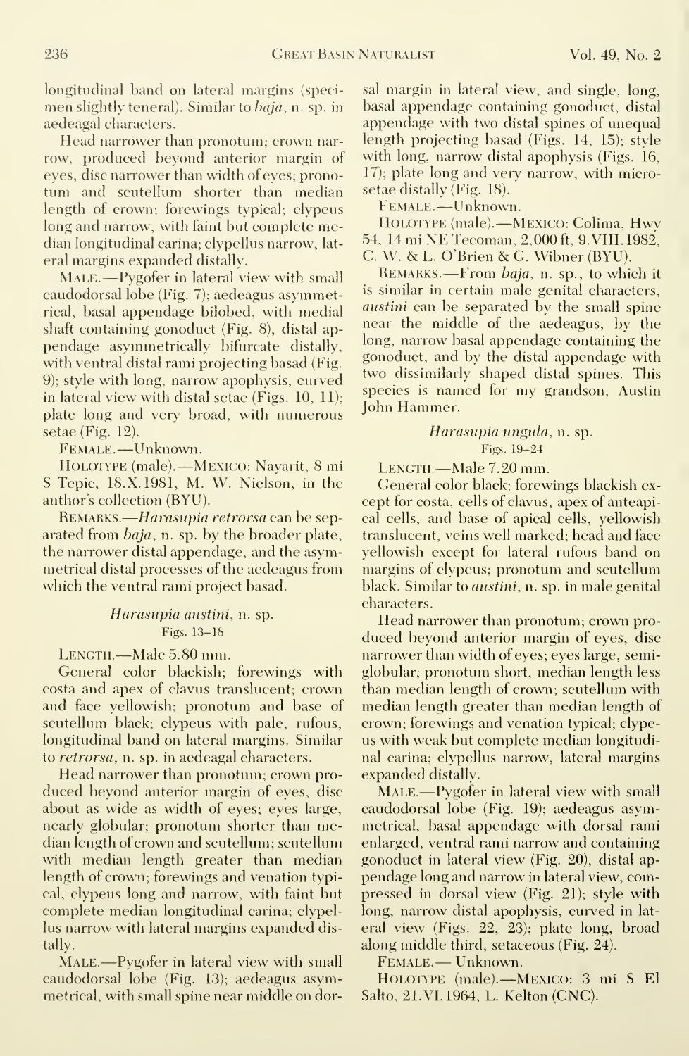longitudinal band on lateral margins (specimen slightly teneral). Similar to *baja*, n. sp. in aedeagal characters.

Head narrower than pronotum; crown narrow, produced beyond anterior margin of eyes, disc narrower than width of eyes; pronotum and scutellum shorter than median length of crown; forewings typical; clypeus long and narrow, with faint but complete median longitudinal carina; clypellus narrow, lateral margins expanded distally.

MALE.—Pygofer in lateral view with small caudodorsal lobe (Fig. 7); aedeagus asymmetrical, basal appendage bilobed, with medial shaft containing gonoduct (Fig. 8), distal appendage asymmetrically bifurcate distally, with ventral distal rami projecting basad (Fig. 9); style with long, narrow apophysis, curved in lateral view with distal setae (Figs. 10, 11); plate long and very broad, with numerous setae (Fig. 12).

FEMALE.—Unknown.

HOLOTYPE (male).—MEXICO: Nayarit, 8 mi S Tepic, 18.X.1981, M. W. Nielson, in the author's collection (BYU).

REMARKS.—*Harasupia retrorsa* can be separated from *baja*, n. sp. by the broader plate, the narrower distal appendage, and the asymmetrical distal processes of the aedeagus from which the ventral rami project basad.

### *Harasupia austini*, n. sp.
Figs. 13–18

LENGTH.—Male 5.80 mm.

General color blackish; forewings with costa and apex of clavus translucent; crown and face yellowish; pronotum and base of scutellum black; clypeus with pale, rufous, longitudinal band on lateral margins. Similar to *retrorsa*, n. sp. in aedeagal characters.

Head narrower than pronotum; crown produced beyond anterior margin of eyes, disc about as wide as width of eyes; eyes large, nearly globular; pronotum shorter than median length of crown and scutellum; scutellum with median length greater than median length of crown; forewings and venation typical; clypeus long and narrow, with faint but complete median longitudinal carina; clypellus narrow with lateral margins expanded distally.

MALE.—Pygofer in lateral view with small caudodorsal lobe (Fig. 13); aedeagus asymmetrical, with small spine near middle on dorsal margin in lateral view, and single, long, basal appendage containing gonoduct, distal appendage with two distal spines of unequal length projecting basad (Figs. 14, 15); style with long, narrow distal apophysis (Figs. 16, 17); plate long and very narrow, with microsetae distally (Fig. 18).

FEMALE.—Unknown.

HOLOTYPE (male).—MEXICO: Colima, Hwy 54, 14 mi NE Tecoman, 2,000 ft, 9.VIII.1982, C. W. & L. O'Brien & G. Wibner (BYU).

REMARKS.—From *baja*, n. sp., to which it is similar in certain male genital characters, *austini* can be separated by the small spine near the middle of the aedeagus, by the long, narrow basal appendage containing the gonoduct, and by the distal appendage with two dissimilarly shaped distal spines. This species is named for my grandson, Austin John Hammer.

### *Harasupia ungula*, n. sp.
Figs. 19–24

LENGTH.—Male 7.20 mm.

General color black; forewings blackish except for costa, cells of clavus, apex of anteapical cells, and base of apical cells, yellowish translucent, veins well marked; head and face yellowish except for lateral rufous band on margins of clypeus; pronotum and scutellum black. Similar to *austini*, n. sp. in male genital characters.

Head narrower than pronotum; crown produced beyond anterior margin of eyes, disc narrower than width of eyes; eyes large, semiglobular; pronotum short, median length less than median length of crown; scutellum with median length greater than median length of crown; forewings and venation typical; clypeus with weak but complete median longitudinal carina; clypellus narrow, lateral margins expanded distally.

MALE.—Pygofer in lateral view with small caudodorsal lobe (Fig. 19); aedeagus asymmetrical, basal appendage with dorsal rami enlarged, ventral rami narrow and containing gonoduct in lateral view (Fig. 20), distal appendage long and narrow in lateral view, compressed in dorsal view (Fig. 21); style with long, narrow distal apophysis, curved in lateral view (Figs. 22, 23); plate long, broad along middle third, setaceous (Fig. 24).

FEMALE.— Unknown.

HOLOTYPE (male).—MEXICO: 3 mi S El Salto, 21.VI.1964, L. Kelton (CNC).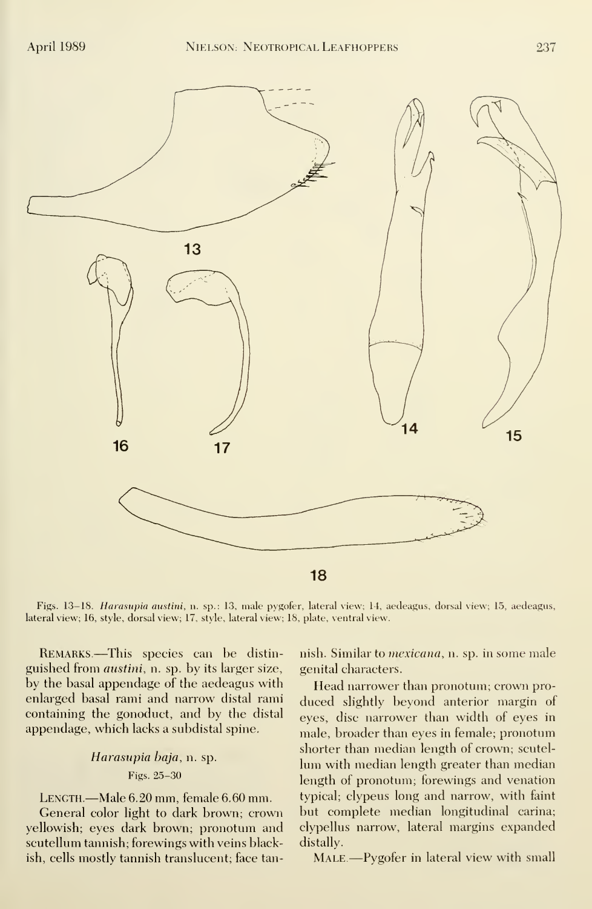Figs. 13–18. *Harasupia austini*, n. sp.: 13, male pygofer, lateral view; 14, aedeagus, dorsal view; 15, aedeagus, lateral view; 16, style, dorsal view; 17, style, lateral view; 18, plate, ventral view.

REMARKS.—This species can be distinguished from *austini*, n. sp. by its larger size, by the basal appendage of the aedeagus with enlarged basal rami and narrow distal rami containing the gonoduct, and by the distal appendage, which lacks a subdistal spine.

### *Harasupia baja*, n. sp.

Figs. 25–30

LENGTH.—Male 6.20 mm, female 6.60 mm.

General color light to dark brown; crown yellowish; eyes dark brown; pronotum and scutellum tannish; forewings with veins blackish, cells mostly tannish translucent; face tannish. Similar to *mexicana*, n. sp. in some male genital characters.

Head narrower than pronotum; crown produced slightly beyond anterior margin of eyes, disc narrower than width of eyes in male, broader than eyes in female; pronotum shorter than median length of crown; scutellum with median length greater than median length of pronotum; forewings and venation typical; clypeus long and narrow, with faint but complete median longitudinal carina; clypellus narrow, lateral margins expanded distally.

MALE.—Pygofer in lateral view with small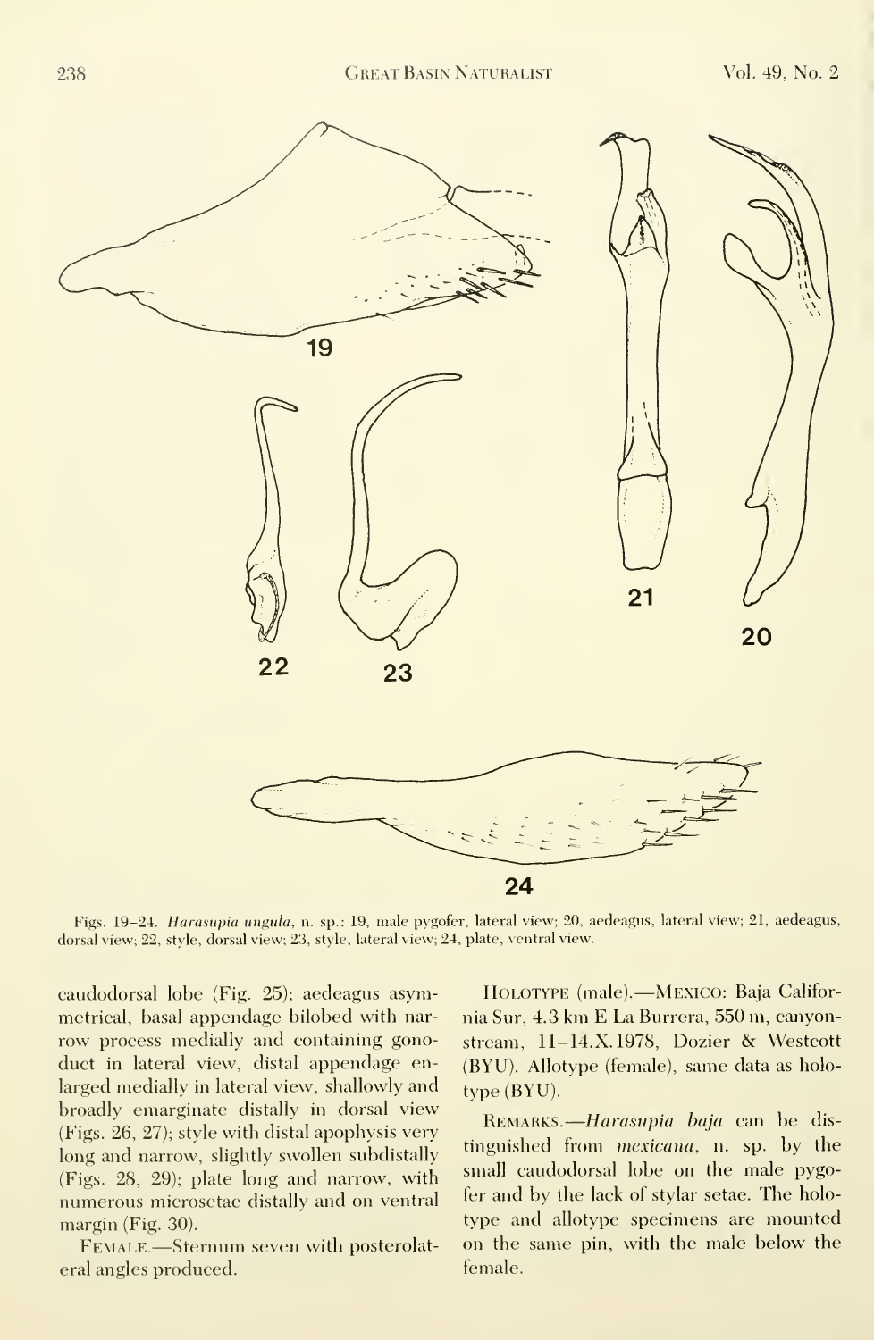Figs. 19–24. *Harasupia ungula*, n. sp.: 19, male pygofer, lateral view; 20, aedeagus, lateral view; 21, aedeagus, dorsal view; 22, style, dorsal view; 23, style, lateral view; 24, plate, ventral view.

caudodorsal lobe (Fig. 25); aedeagus asymmetrical, basal appendage bilobed with narrow process medially and containing gonoduct in lateral view, distal appendage enlarged medially in lateral view, shallowly and broadly emarginate distally in dorsal view (Figs. 26, 27); style with distal apophysis very long and narrow, slightly swollen subdistally (Figs. 28, 29); plate long and narrow, with numerous microsetae distally and on ventral margin (Fig. 30).

Female.—Sternum seven with posterolateral angles produced.

Holotype (male).—Mexico: Baja California Sur, 4.3 km E La Burrera, 550 m, canyonstream, 11–14.X.1978, Dozier & Westcott (BYU). Allotype (female), same data as holotype (BYU).

Remarks.—*Harasupia baja* can be distinguished from *mexicana*, n. sp. by the small caudodorsal lobe on the male pygofer and by the lack of stylar setae. The holotype and allotype specimens are mounted on the same pin, with the male below the female.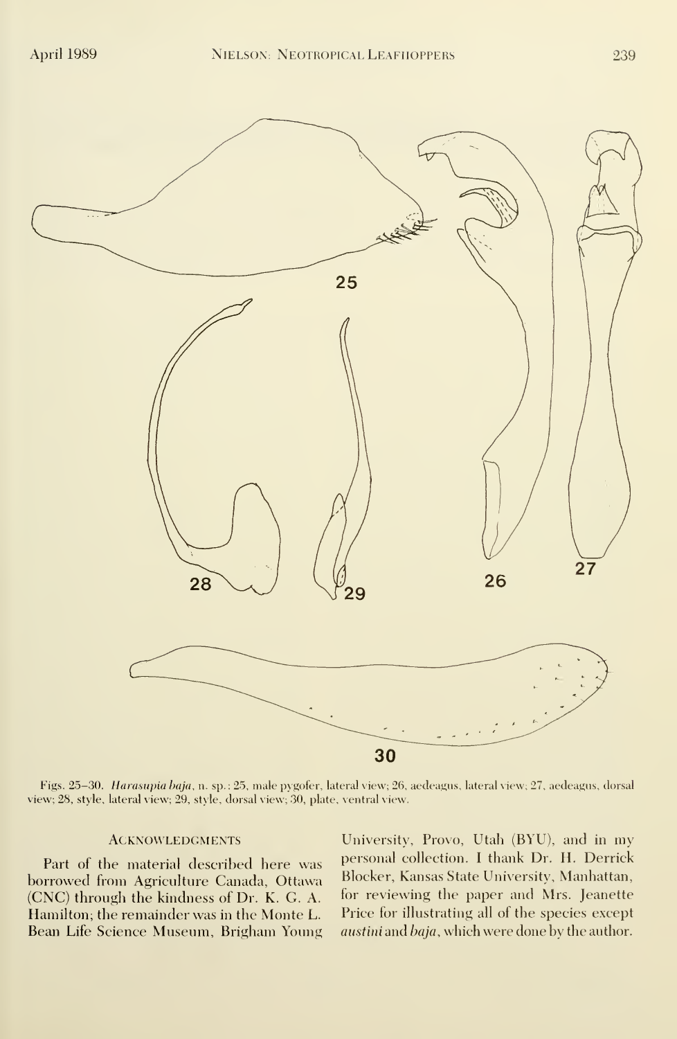Figs. 25–30. *Harasupia baja*, n. sp.: 25, male pygofer, lateral view; 26, aedeagus, lateral view; 27, aedeagus, dorsal view; 28, style, lateral view; 29, style, dorsal view; 30, plate, ventral view.

## Acknowledgments

Part of the material described here was borrowed from Agriculture Canada, Ottawa (CNC) through the kindness of Dr. K. G. A. Hamilton; the remainder was in the Monte L. Bean Life Science Museum, Brigham Young University, Provo, Utah (BYU), and in my personal collection. I thank Dr. H. Derrick Blocker, Kansas State University, Manhattan, for reviewing the paper and Mrs. Jeanette Price for illustrating all of the species except *austini* and *baja*, which were done by the author.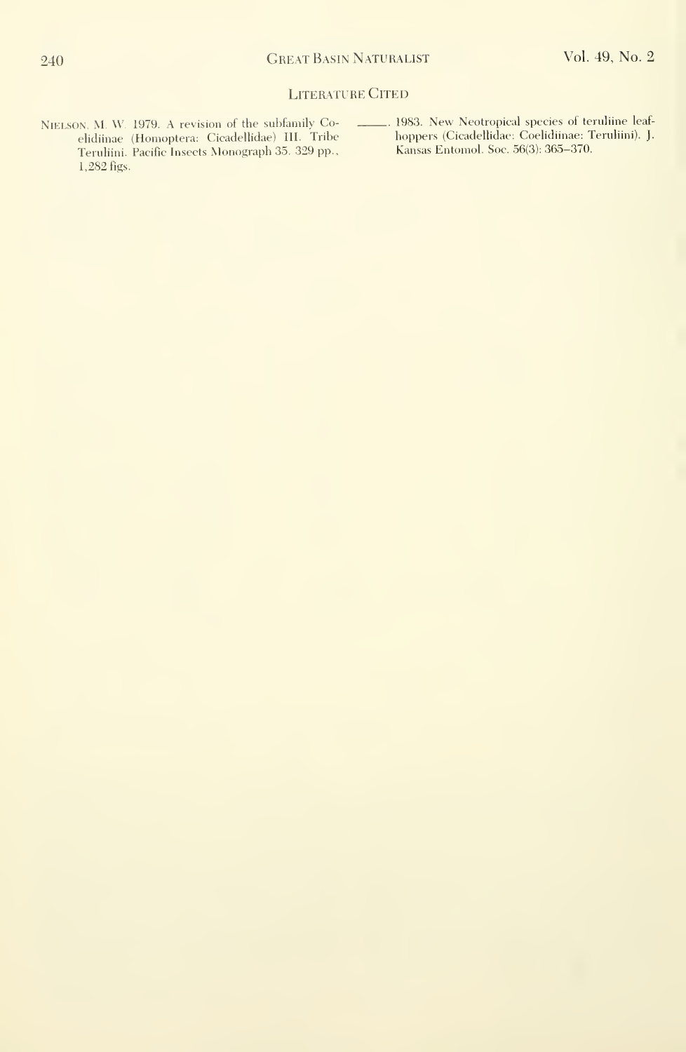## Literature Cited

Nielson, M. W. 1979. A revision of the subfamily Coelidiinae (Homoptera: Cicadellidae) III. Tribe Teruliini. Pacific Insects Monograph 35. 329 pp., 1,282 figs.

_____. 1983. New Neotropical species of teruliine leafhoppers (Cicadellidae: Coelidiinae: Teruliini). J. Kansas Entomol. Soc. 56(3): 365–370.